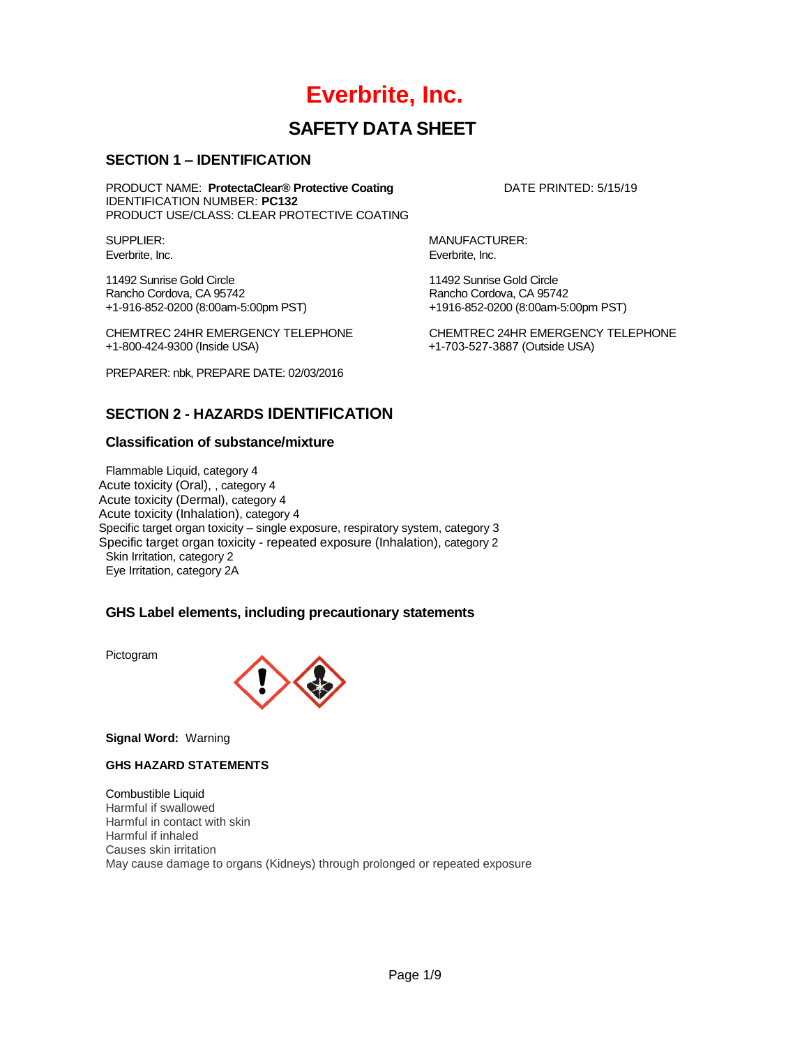# Everbrite, Inc.

# SAFETY DATA SHEET

## SECTION 1 – IDENTIFICATION

PRODUCT NAME: **ProtectaClear® Protective Coating**
IDENTIFICATION NUMBER: **PC132**
PRODUCT USE/CLASS: CLEAR PROTECTIVE COATING

DATE PRINTED: 5/15/19

SUPPLIER:
Everbrite, Inc.

11492 Sunrise Gold Circle
Rancho Cordova, CA 95742
+1-916-852-0200 (8:00am-5:00pm PST)

CHEMTREC 24HR EMERGENCY TELEPHONE
+1-800-424-9300 (Inside USA)

MANUFACTURER:
Everbrite, Inc.

11492 Sunrise Gold Circle
Rancho Cordova, CA 95742
+1916-852-0200 (8:00am-5:00pm PST)

CHEMTREC 24HR EMERGENCY TELEPHONE
+1-703-527-3887 (Outside USA)

PREPARER: nbk, PREPARE DATE: 02/03/2016

## SECTION 2 - HAZARDS IDENTIFICATION

### Classification of substance/mixture

Flammable Liquid, category 4
Acute toxicity (Oral), , category 4
Acute toxicity (Dermal), category 4
Acute toxicity (Inhalation), category 4
Specific target organ toxicity – single exposure, respiratory system, category 3
Specific target organ toxicity - repeated exposure (Inhalation), category 2
Skin Irritation, category 2
Eye Irritation, category 2A

### GHS Label elements, including precautionary statements

Pictogram

**Signal Word:** Warning

**GHS HAZARD STATEMENTS**

Combustible Liquid
Harmful if swallowed
Harmful in contact with skin
Harmful if inhaled
Causes skin irritation
May cause damage to organs (Kidneys) through prolonged or repeated exposure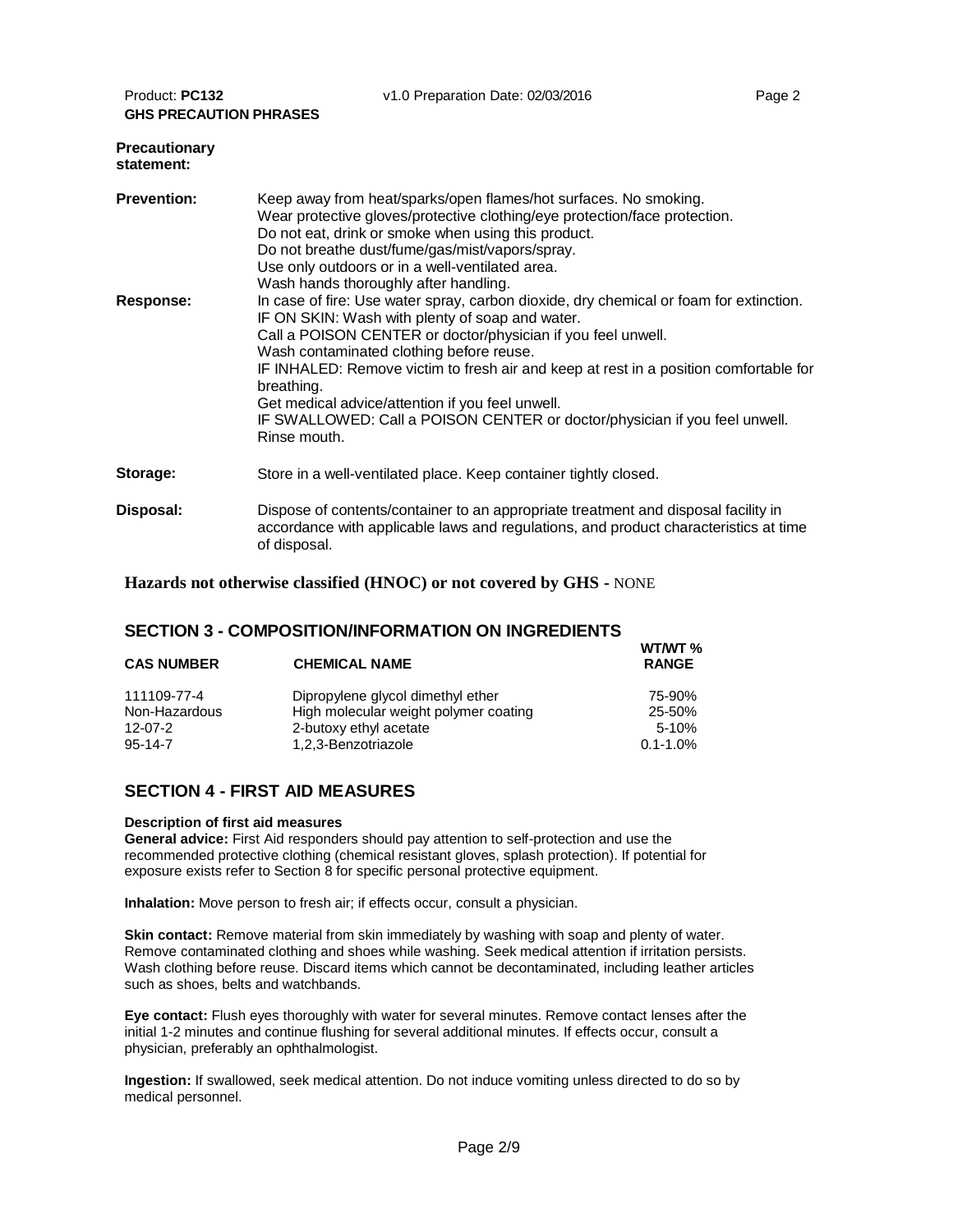**GHS PRECAUTION PHRASES**

**Precautionary statement:**

**Prevention:** Keep away from heat/sparks/open flames/hot surfaces. No smoking.
Wear protective gloves/protective clothing/eye protection/face protection.
Do not eat, drink or smoke when using this product.
Do not breathe dust/fume/gas/mist/vapors/spray.
Use only outdoors or in a well-ventilated area.
Wash hands thoroughly after handling.

**Response:** In case of fire: Use water spray, carbon dioxide, dry chemical or foam for extinction.
IF ON SKIN: Wash with plenty of soap and water.
Call a POISON CENTER or doctor/physician if you feel unwell.
Wash contaminated clothing before reuse.
IF INHALED: Remove victim to fresh air and keep at rest in a position comfortable for breathing.
Get medical advice/attention if you feel unwell.
IF SWALLOWED: Call a POISON CENTER or doctor/physician if you feel unwell.
Rinse mouth.

**Storage:** Store in a well-ventilated place. Keep container tightly closed.

**Disposal:** Dispose of contents/container to an appropriate treatment and disposal facility in accordance with applicable laws and regulations, and product characteristics at time of disposal.

**Hazards not otherwise classified (HNOC) or not covered by GHS -** NONE

## SECTION 3 - COMPOSITION/INFORMATION ON INGREDIENTS

| CAS NUMBER | CHEMICAL NAME | WT/WT % RANGE |
|---|---|---|
| 111109-77-4 | Dipropylene glycol dimethyl ether | 75-90% |
| Non-Hazardous | High molecular weight polymer coating | 25-50% |
| 12-07-2 | 2-butoxy ethyl acetate | 5-10% |
| 95-14-7 | 1,2,3-Benzotriazole | 0.1-1.0% |

## SECTION 4 - FIRST AID MEASURES

**Description of first aid measures**

**General advice:** First Aid responders should pay attention to self-protection and use the recommended protective clothing (chemical resistant gloves, splash protection). If potential for exposure exists refer to Section 8 for specific personal protective equipment.

**Inhalation:** Move person to fresh air; if effects occur, consult a physician.

**Skin contact:** Remove material from skin immediately by washing with soap and plenty of water. Remove contaminated clothing and shoes while washing. Seek medical attention if irritation persists. Wash clothing before reuse. Discard items which cannot be decontaminated, including leather articles such as shoes, belts and watchbands.

**Eye contact:** Flush eyes thoroughly with water for several minutes. Remove contact lenses after the initial 1-2 minutes and continue flushing for several additional minutes. If effects occur, consult a physician, preferably an ophthalmologist.

**Ingestion:** If swallowed, seek medical attention. Do not induce vomiting unless directed to do so by medical personnel.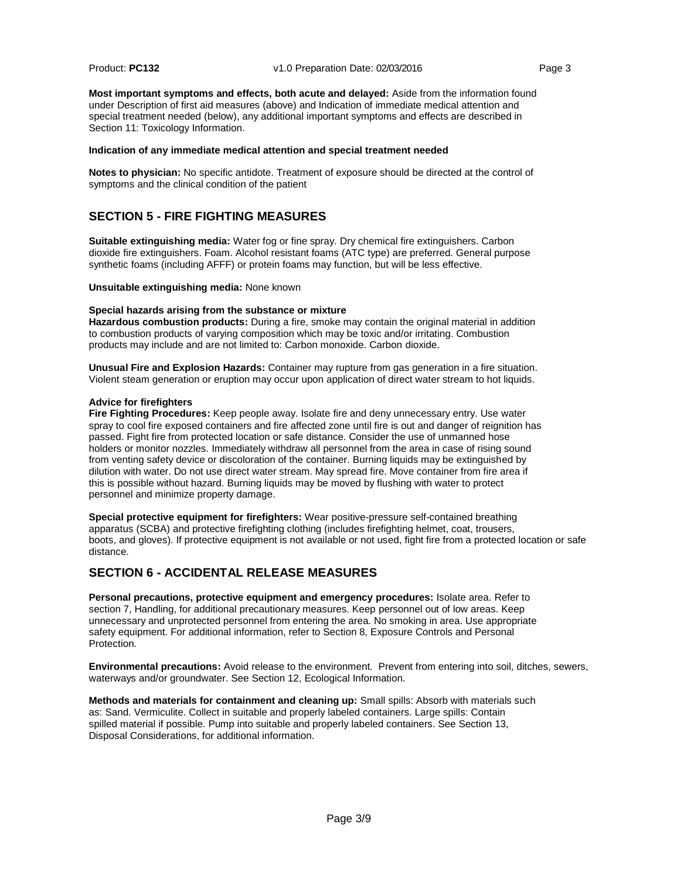**Most important symptoms and effects, both acute and delayed:** Aside from the information found under Description of first aid measures (above) and Indication of immediate medical attention and special treatment needed (below), any additional important symptoms and effects are described in Section 11: Toxicology Information.

**Indication of any immediate medical attention and special treatment needed**

**Notes to physician:** No specific antidote. Treatment of exposure should be directed at the control of symptoms and the clinical condition of the patient

## SECTION 5 - FIRE FIGHTING MEASURES

**Suitable extinguishing media:** Water fog or fine spray. Dry chemical fire extinguishers. Carbon dioxide fire extinguishers. Foam. Alcohol resistant foams (ATC type) are preferred. General purpose synthetic foams (including AFFF) or protein foams may function, but will be less effective.

**Unsuitable extinguishing media:** None known

**Special hazards arising from the substance or mixture**
**Hazardous combustion products:** During a fire, smoke may contain the original material in addition to combustion products of varying composition which may be toxic and/or irritating. Combustion products may include and are not limited to: Carbon monoxide. Carbon dioxide.

**Unusual Fire and Explosion Hazards:** Container may rupture from gas generation in a fire situation. Violent steam generation or eruption may occur upon application of direct water stream to hot liquids.

**Advice for firefighters**
**Fire Fighting Procedures:** Keep people away. Isolate fire and deny unnecessary entry. Use water spray to cool fire exposed containers and fire affected zone until fire is out and danger of reignition has passed. Fight fire from protected location or safe distance. Consider the use of unmanned hose holders or monitor nozzles. Immediately withdraw all personnel from the area in case of rising sound from venting safety device or discoloration of the container. Burning liquids may be extinguished by dilution with water. Do not use direct water stream. May spread fire. Move container from fire area if this is possible without hazard. Burning liquids may be moved by flushing with water to protect personnel and minimize property damage.

**Special protective equipment for firefighters:** Wear positive-pressure self-contained breathing apparatus (SCBA) and protective firefighting clothing (includes firefighting helmet, coat, trousers, boots, and gloves). If protective equipment is not available or not used, fight fire from a protected location or safe distance.

## SECTION 6 - ACCIDENTAL RELEASE MEASURES

**Personal precautions, protective equipment and emergency procedures:** Isolate area. Refer to section 7, Handling, for additional precautionary measures. Keep personnel out of low areas. Keep unnecessary and unprotected personnel from entering the area. No smoking in area. Use appropriate safety equipment. For additional information, refer to Section 8, Exposure Controls and Personal Protection.

**Environmental precautions:** Avoid release to the environment. Prevent from entering into soil, ditches, sewers, waterways and/or groundwater. See Section 12, Ecological Information.

**Methods and materials for containment and cleaning up:** Small spills: Absorb with materials such as: Sand. Vermiculite. Collect in suitable and properly labeled containers. Large spills: Contain spilled material if possible. Pump into suitable and properly labeled containers. See Section 13, Disposal Considerations, for additional information.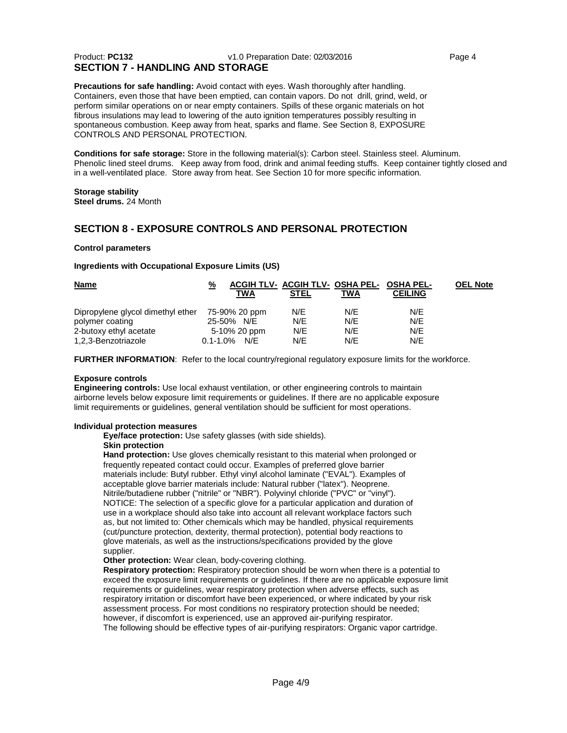## SECTION 7 - HANDLING AND STORAGE

**Precautions for safe handling:** Avoid contact with eyes. Wash thoroughly after handling. Containers, even those that have been emptied, can contain vapors. Do not drill, grind, weld, or perform similar operations on or near empty containers. Spills of these organic materials on hot fibrous insulations may lead to lowering of the auto ignition temperatures possibly resulting in spontaneous combustion. Keep away from heat, sparks and flame. See Section 8, EXPOSURE CONTROLS AND PERSONAL PROTECTION.

**Conditions for safe storage:** Store in the following material(s): Carbon steel. Stainless steel. Aluminum. Phenolic lined steel drums. Keep away from food, drink and animal feeding stuffs. Keep container tightly closed and in a well-ventilated place. Store away from heat. See Section 10 for more specific information.

**Storage stability**
**Steel drums.** 24 Month

## SECTION 8 - EXPOSURE CONTROLS AND PERSONAL PROTECTION

**Control parameters**

**Ingredients with Occupational Exposure Limits (US)**

| Name | % | ACGIH TLV-TWA | ACGIH TLV-STEL | OSHA PEL-TWA | OSHA PEL-CEILING | OEL Note |
|---|---|---|---|---|---|---|
| Dipropylene glycol dimethyl ether | 75-90% | 20 ppm | N/E | N/E | N/E | |
| polymer coating | 25-50% | N/E | N/E | N/E | N/E | |
| 2-butoxy ethyl acetate | 5-10% | 20 ppm | N/E | N/E | N/E | |
| 1,2,3-Benzotriazole | 0.1-1.0% | N/E | N/E | N/E | N/E | |

**FURTHER INFORMATION**: Refer to the local country/regional regulatory exposure limits for the workforce.

**Exposure controls**
**Engineering controls:** Use local exhaust ventilation, or other engineering controls to maintain airborne levels below exposure limit requirements or guidelines. If there are no applicable exposure limit requirements or guidelines, general ventilation should be sufficient for most operations.

**Individual protection measures**

**Eye/face protection:** Use safety glasses (with side shields).

**Skin protection**

**Hand protection:** Use gloves chemically resistant to this material when prolonged or frequently repeated contact could occur. Examples of preferred glove barrier materials include: Butyl rubber. Ethyl vinyl alcohol laminate ("EVAL"). Examples of acceptable glove barrier materials include: Natural rubber ("latex"). Neoprene. Nitrile/butadiene rubber ("nitrile" or "NBR"). Polyvinyl chloride ("PVC" or "vinyl"). NOTICE: The selection of a specific glove for a particular application and duration of use in a workplace should also take into account all relevant workplace factors such as, but not limited to: Other chemicals which may be handled, physical requirements (cut/puncture protection, dexterity, thermal protection), potential body reactions to glove materials, as well as the instructions/specifications provided by the glove supplier.

**Other protection:** Wear clean, body-covering clothing.

**Respiratory protection:** Respiratory protection should be worn when there is a potential to exceed the exposure limit requirements or guidelines. If there are no applicable exposure limit requirements or guidelines, wear respiratory protection when adverse effects, such as respiratory irritation or discomfort have been experienced, or where indicated by your risk assessment process. For most conditions no respiratory protection should be needed; however, if discomfort is experienced, use an approved air-purifying respirator.
The following should be effective types of air-purifying respirators: Organic vapor cartridge.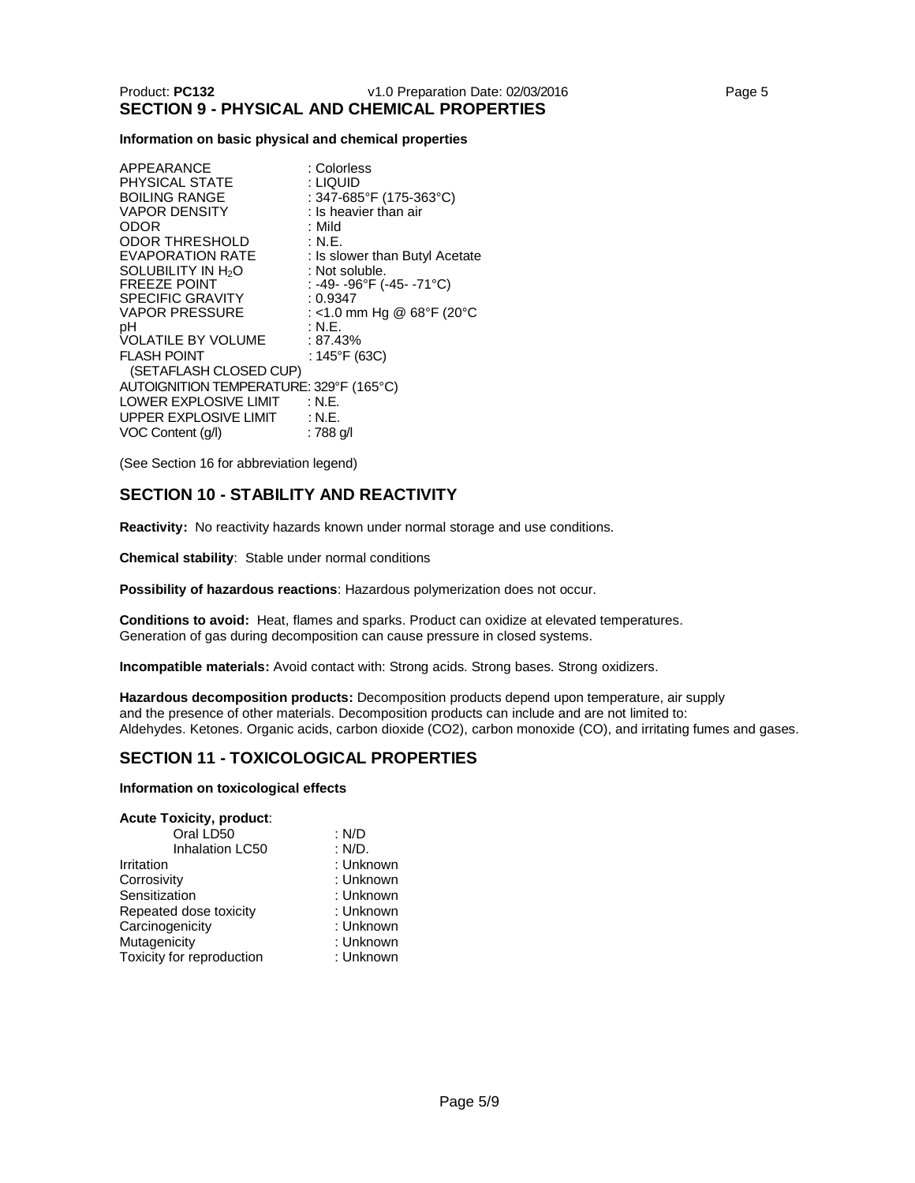## SECTION 9 - PHYSICAL AND CHEMICAL PROPERTIES

**Information on basic physical and chemical properties**

| | |
|---|---|
| APPEARANCE | : Colorless |
| PHYSICAL STATE | : LIQUID |
| BOILING RANGE | : 347-685°F (175-363°C) |
| VAPOR DENSITY | : Is heavier than air |
| ODOR | : Mild |
| ODOR THRESHOLD | : N.E. |
| EVAPORATION RATE | : Is slower than Butyl Acetate |
| SOLUBILITY IN $H_2O$ | : Not soluble. |
| FREEZE POINT | : -49- -96°F (-45- -71°C) |
| SPECIFIC GRAVITY | : 0.9347 |
| VAPOR PRESSURE | : <1.0 mm Hg @ 68°F (20°C |
| pH | : N.E. |
| VOLATILE BY VOLUME | : 87.43% |
| FLASH POINT (SETAFLASH CLOSED CUP) | : 145°F (63C) |
| AUTOIGNITION TEMPERATURE | : 329°F (165°C) |
| LOWER EXPLOSIVE LIMIT | : N.E. |
| UPPER EXPLOSIVE LIMIT | : N.E. |
| VOC Content (g/l) | : 788 g/l |

(See Section 16 for abbreviation legend)

## SECTION 10 - STABILITY AND REACTIVITY

**Reactivity:** No reactivity hazards known under normal storage and use conditions.

**Chemical stability**: Stable under normal conditions

**Possibility of hazardous reactions**: Hazardous polymerization does not occur.

**Conditions to avoid:** Heat, flames and sparks. Product can oxidize at elevated temperatures. Generation of gas during decomposition can cause pressure in closed systems.

**Incompatible materials:** Avoid contact with: Strong acids. Strong bases. Strong oxidizers.

**Hazardous decomposition products:** Decomposition products depend upon temperature, air supply and the presence of other materials. Decomposition products can include and are not limited to: Aldehydes. Ketones. Organic acids, carbon dioxide ($CO_2$), carbon monoxide (CO), and irritating fumes and gases.

## SECTION 11 - TOXICOLOGICAL PROPERTIES

**Information on toxicological effects**

**Acute Toxicity, product**:

| | |
|---|---|
| Oral LD50 | : N/D |
| Inhalation LC50 | : N/D. |
| Irritation | : Unknown |
| Corrosivity | : Unknown |
| Sensitization | : Unknown |
| Repeated dose toxicity | : Unknown |
| Carcinogenicity | : Unknown |
| Mutagenicity | : Unknown |
| Toxicity for reproduction | : Unknown |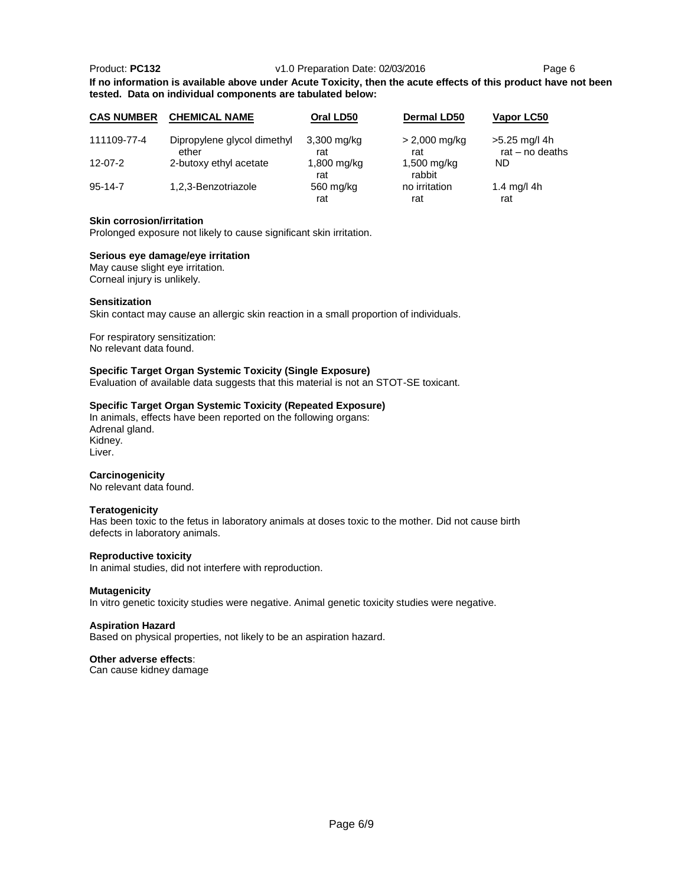**If no information is available above under Acute Toxicity, then the acute effects of this product have not been tested. Data on individual components are tabulated below:**

| CAS NUMBER | CHEMICAL NAME | Oral LD50 | Dermal LD50 | Vapor LC50 |
|---|---|---|---|---|
| 111109-77-4 | Dipropylene glycol dimethyl ether | 3,300 mg/kg rat | > 2,000 mg/kg rat | >5.25 mg/l 4h rat – no deaths |
| 12-07-2 | 2-butoxy ethyl acetate | 1,800 mg/kg rat | 1,500 mg/kg rabbit | ND |
| 95-14-7 | 1,2,3-Benzotriazole | 560 mg/kg rat | no irritation rat | 1.4 mg/l 4h rat |

**Skin corrosion/irritation**
Prolonged exposure not likely to cause significant skin irritation.

**Serious eye damage/eye irritation**
May cause slight eye irritation.
Corneal injury is unlikely.

**Sensitization**
Skin contact may cause an allergic skin reaction in a small proportion of individuals.

For respiratory sensitization:
No relevant data found.

**Specific Target Organ Systemic Toxicity (Single Exposure)**
Evaluation of available data suggests that this material is not an STOT-SE toxicant.

**Specific Target Organ Systemic Toxicity (Repeated Exposure)**
In animals, effects have been reported on the following organs:
Adrenal gland.
Kidney.
Liver.

**Carcinogenicity**
No relevant data found.

**Teratogenicity**
Has been toxic to the fetus in laboratory animals at doses toxic to the mother. Did not cause birth defects in laboratory animals.

**Reproductive toxicity**
In animal studies, did not interfere with reproduction.

**Mutagenicity**
In vitro genetic toxicity studies were negative. Animal genetic toxicity studies were negative.

**Aspiration Hazard**
Based on physical properties, not likely to be an aspiration hazard.

**Other adverse effects**:
Can cause kidney damage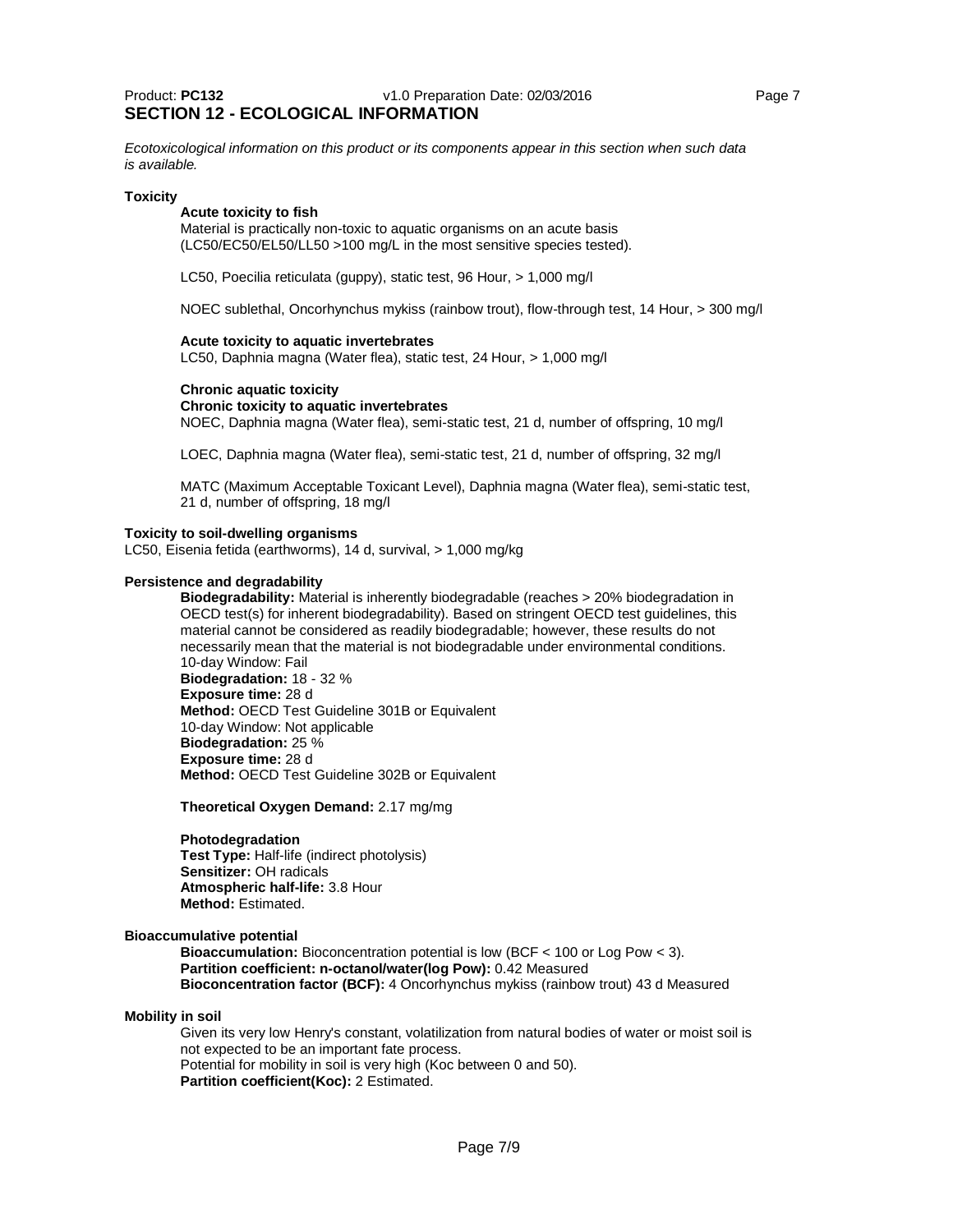## SECTION 12 - ECOLOGICAL INFORMATION

*Ecotoxicological information on this product or its components appear in this section when such data is available.*

### Toxicity

**Acute toxicity to fish**

Material is practically non-toxic to aquatic organisms on an acute basis (LC50/EC50/EL50/LL50 >100 mg/L in the most sensitive species tested).

LC50, Poecilia reticulata (guppy), static test, 96 Hour, > 1,000 mg/l

NOEC sublethal, Oncorhynchus mykiss (rainbow trout), flow-through test, 14 Hour, > 300 mg/l

**Acute toxicity to aquatic invertebrates**

LC50, Daphnia magna (Water flea), static test, 24 Hour, > 1,000 mg/l

**Chronic aquatic toxicity**

**Chronic toxicity to aquatic invertebrates**

NOEC, Daphnia magna (Water flea), semi-static test, 21 d, number of offspring, 10 mg/l

LOEC, Daphnia magna (Water flea), semi-static test, 21 d, number of offspring, 32 mg/l

MATC (Maximum Acceptable Toxicant Level), Daphnia magna (Water flea), semi-static test, 21 d, number of offspring, 18 mg/l

### Toxicity to soil-dwelling organisms

LC50, Eisenia fetida (earthworms), 14 d, survival, > 1,000 mg/kg

### Persistence and degradability

**Biodegradability:** Material is inherently biodegradable (reaches > 20% biodegradation in OECD test(s) for inherent biodegradability). Based on stringent OECD test guidelines, this material cannot be considered as readily biodegradable; however, these results do not necessarily mean that the material is not biodegradable under environmental conditions.
10-day Window: Fail
**Biodegradation:** 18 - 32 %
**Exposure time:** 28 d
**Method:** OECD Test Guideline 301B or Equivalent
10-day Window: Not applicable
**Biodegradation:** 25 %
**Exposure time:** 28 d
**Method:** OECD Test Guideline 302B or Equivalent

**Theoretical Oxygen Demand:** 2.17 mg/mg

**Photodegradation**
**Test Type:** Half-life (indirect photolysis)
**Sensitizer:** OH radicals
**Atmospheric half-life:** 3.8 Hour
**Method:** Estimated.

### Bioaccumulative potential

**Bioaccumulation:** Bioconcentration potential is low (BCF < 100 or Log Pow < 3).
**Partition coefficient: n-octanol/water(log Pow):** 0.42 Measured
**Bioconcentration factor (BCF):** 4 Oncorhynchus mykiss (rainbow trout) 43 d Measured

### Mobility in soil

Given its very low Henry's constant, volatilization from natural bodies of water or moist soil is not expected to be an important fate process.
Potential for mobility in soil is very high (Koc between 0 and 50).
**Partition coefficient(Koc):** 2 Estimated.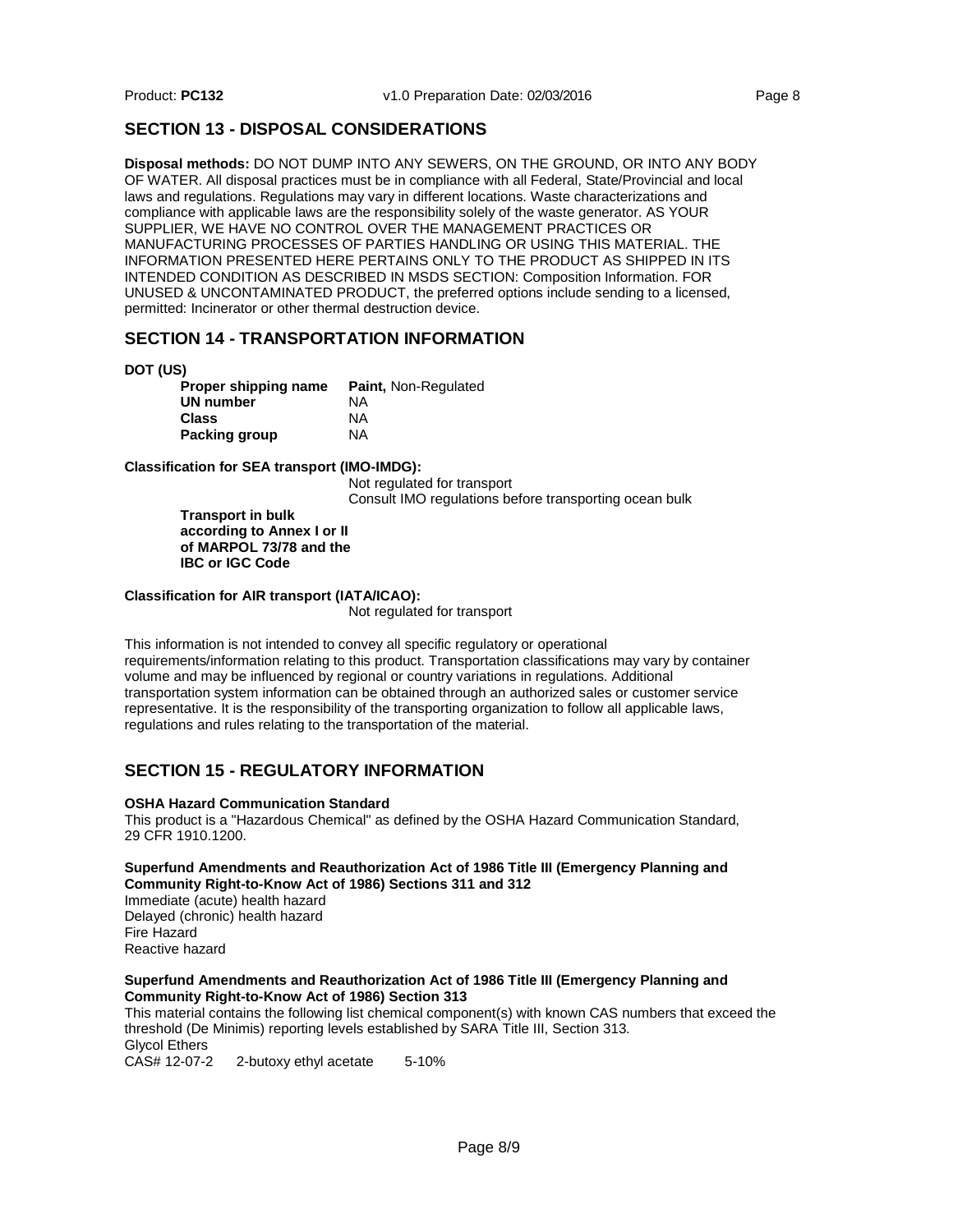## SECTION 13 - DISPOSAL CONSIDERATIONS

**Disposal methods:** DO NOT DUMP INTO ANY SEWERS, ON THE GROUND, OR INTO ANY BODY OF WATER. All disposal practices must be in compliance with all Federal, State/Provincial and local laws and regulations. Regulations may vary in different locations. Waste characterizations and compliance with applicable laws are the responsibility solely of the waste generator. AS YOUR SUPPLIER, WE HAVE NO CONTROL OVER THE MANAGEMENT PRACTICES OR MANUFACTURING PROCESSES OF PARTIES HANDLING OR USING THIS MATERIAL. THE INFORMATION PRESENTED HERE PERTAINS ONLY TO THE PRODUCT AS SHIPPED IN ITS INTENDED CONDITION AS DESCRIBED IN MSDS SECTION: Composition Information. FOR UNUSED & UNCONTAMINATED PRODUCT, the preferred options include sending to a licensed, permitted: Incinerator or other thermal destruction device.

## SECTION 14 - TRANSPORTATION INFORMATION

**DOT (US)**

| | |
|---|---|
| **Proper shipping name** | **Paint,** Non-Regulated |
| **UN number** | NA |
| **Class** | NA |
| **Packing group** | NA |

**Classification for SEA transport (IMO-IMDG):**

Not regulated for transport
Consult IMO regulations before transporting ocean bulk

**Transport in bulk according to Annex I or II of MARPOL 73/78 and the IBC or IGC Code**

**Classification for AIR transport (IATA/ICAO):**

Not regulated for transport

This information is not intended to convey all specific regulatory or operational requirements/information relating to this product. Transportation classifications may vary by container volume and may be influenced by regional or country variations in regulations. Additional transportation system information can be obtained through an authorized sales or customer service representative. It is the responsibility of the transporting organization to follow all applicable laws, regulations and rules relating to the transportation of the material.

## SECTION 15 - REGULATORY INFORMATION

**OSHA Hazard Communication Standard**

This product is a "Hazardous Chemical" as defined by the OSHA Hazard Communication Standard, 29 CFR 1910.1200.

**Superfund Amendments and Reauthorization Act of 1986 Title III (Emergency Planning and Community Right-to-Know Act of 1986) Sections 311 and 312**

Immediate (acute) health hazard
Delayed (chronic) health hazard
Fire Hazard
Reactive hazard

**Superfund Amendments and Reauthorization Act of 1986 Title III (Emergency Planning and Community Right-to-Know Act of 1986) Section 313**

This material contains the following list chemical component(s) with known CAS numbers that exceed the threshold (De Minimis) reporting levels established by SARA Title III, Section 313.

Glycol Ethers

| | | |
|---|---|---|
| CAS# 12-07-2 | 2-butoxy ethyl acetate | 5-10% |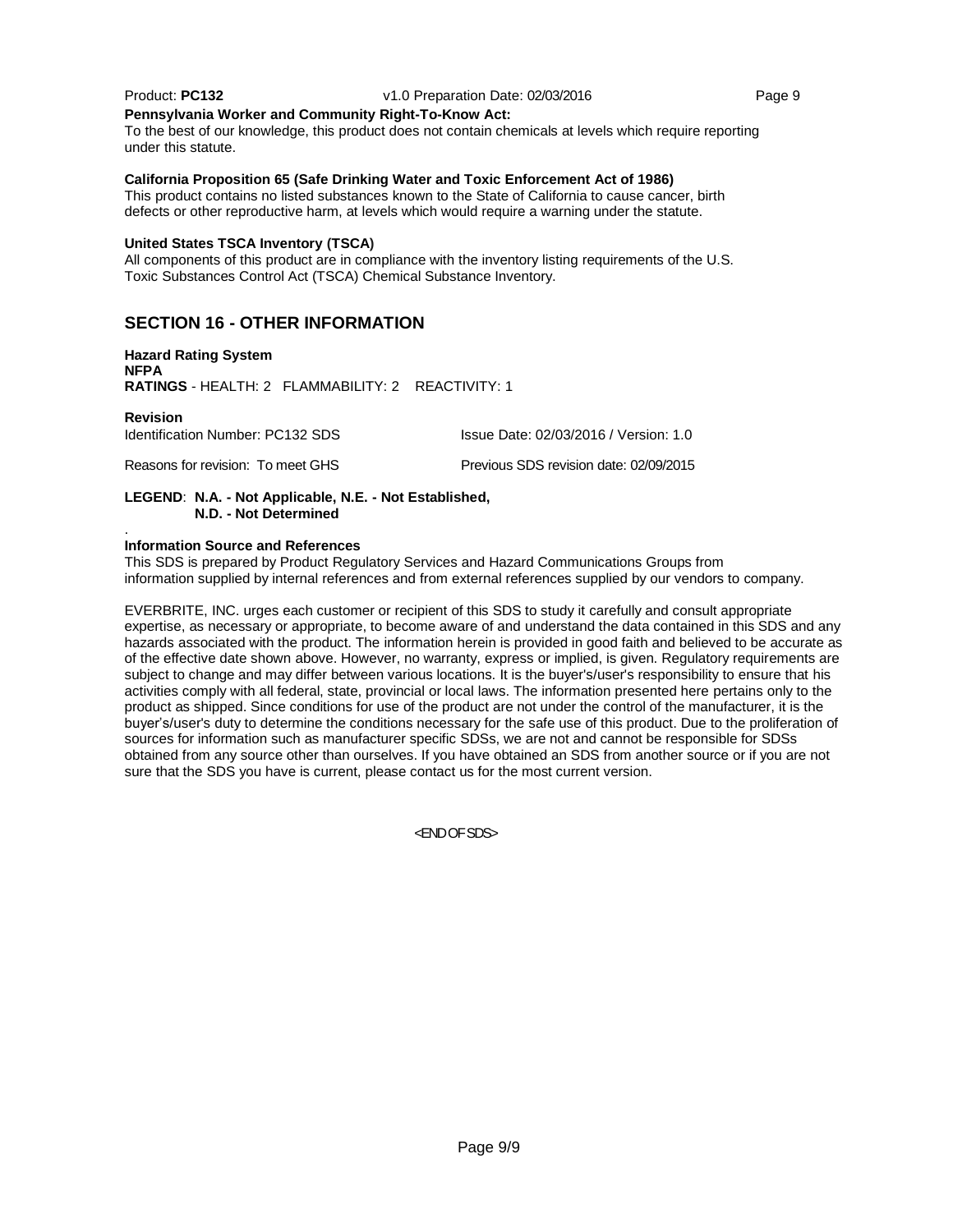**Pennsylvania Worker and Community Right-To-Know Act:**
To the best of our knowledge, this product does not contain chemicals at levels which require reporting under this statute.

**California Proposition 65 (Safe Drinking Water and Toxic Enforcement Act of 1986)**
This product contains no listed substances known to the State of California to cause cancer, birth defects or other reproductive harm, at levels which would require a warning under the statute.

**United States TSCA Inventory (TSCA)**
All components of this product are in compliance with the inventory listing requirements of the U.S. Toxic Substances Control Act (TSCA) Chemical Substance Inventory.

## SECTION 16 - OTHER INFORMATION

**Hazard Rating System**
**NFPA**
**RATINGS** - HEALTH: 2 FLAMMABILITY: 2 REACTIVITY: 1

**Revision**

| | |
|---|---|
| Identification Number: PC132 SDS | Issue Date: 02/03/2016 / Version: 1.0 |
| Reasons for revision: To meet GHS | Previous SDS revision date: 02/09/2015 |

**LEGEND**: **N.A. - Not Applicable, N.E. - Not Established,**
**N.D. - Not Determined**

.

**Information Source and References**
This SDS is prepared by Product Regulatory Services and Hazard Communications Groups from information supplied by internal references and from external references supplied by our vendors to company.

EVERBRITE, INC. urges each customer or recipient of this SDS to study it carefully and consult appropriate expertise, as necessary or appropriate, to become aware of and understand the data contained in this SDS and any hazards associated with the product. The information herein is provided in good faith and believed to be accurate as of the effective date shown above. However, no warranty, express or implied, is given. Regulatory requirements are subject to change and may differ between various locations. It is the buyer's/user's responsibility to ensure that his activities comply with all federal, state, provincial or local laws. The information presented here pertains only to the product as shipped. Since conditions for use of the product are not under the control of the manufacturer, it is the buyer's/user's duty to determine the conditions necessary for the safe use of this product. Due to the proliferation of sources for information such as manufacturer specific SDSs, we are not and cannot be responsible for SDSs obtained from any source other than ourselves. If you have obtained an SDS from another source or if you are not sure that the SDS you have is current, please contact us for the most current version.

<END OF SDS>